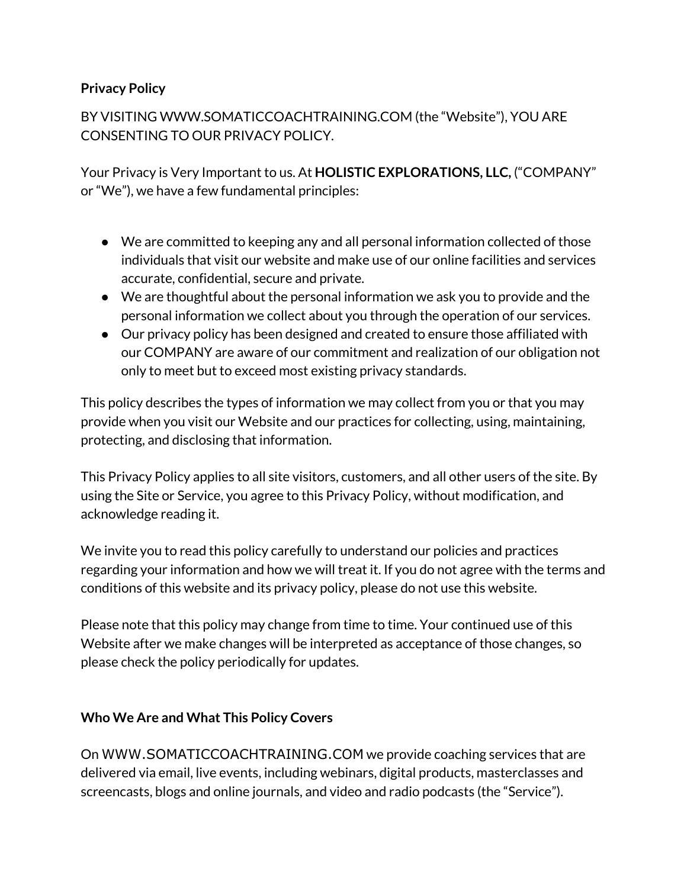**Privacy Policy**

BY VISITING WWW.SOMATICCOACHTRAINING.COM (the "Website"), YOU ARE CONSENTING TO OUR PRIVACY POLICY.

Your Privacy is Very Important to us. At **HOLISTIC EXPLORATIONS, LLC,** ("COMPANY" or "We"), we have a few fundamental principles:

- We are committed to keeping any and all personal information collected of those individuals that visit our website and make use of our online facilities and services accurate, confidential, secure and private.
- We are thoughtful about the personal information we ask you to provide and the personal information we collect about you through the operation of our services.
- Our privacy policy has been designed and created to ensure those affiliated with our COMPANY are aware of our commitment and realization of our obligation not only to meet but to exceed most existing privacy standards.

This policy describes the types of information we may collect from you or that you may provide when you visit our Website and our practices for collecting, using, maintaining, protecting, and disclosing that information.

This Privacy Policy applies to all site visitors, customers, and all other users of the site. By using the Site or Service, you agree to this Privacy Policy, without modification, and acknowledge reading it.

We invite you to read this policy carefully to understand our policies and practices regarding your information and how we will treat it. If you do not agree with the terms and conditions of this website and its privacy policy, please do not use this website.

Please note that this policy may change from time to time. Your continued use of this Website after we make changes will be interpreted as acceptance of those changes, so please check the policy periodically for updates.

**Who We Are and What This Policy Covers**

On WWW.SOMATICCOACHTRAINING.COM we provide coaching services that are delivered via email, live events, including webinars, digital products, masterclasses and screencasts, blogs and online journals, and video and radio podcasts (the "Service").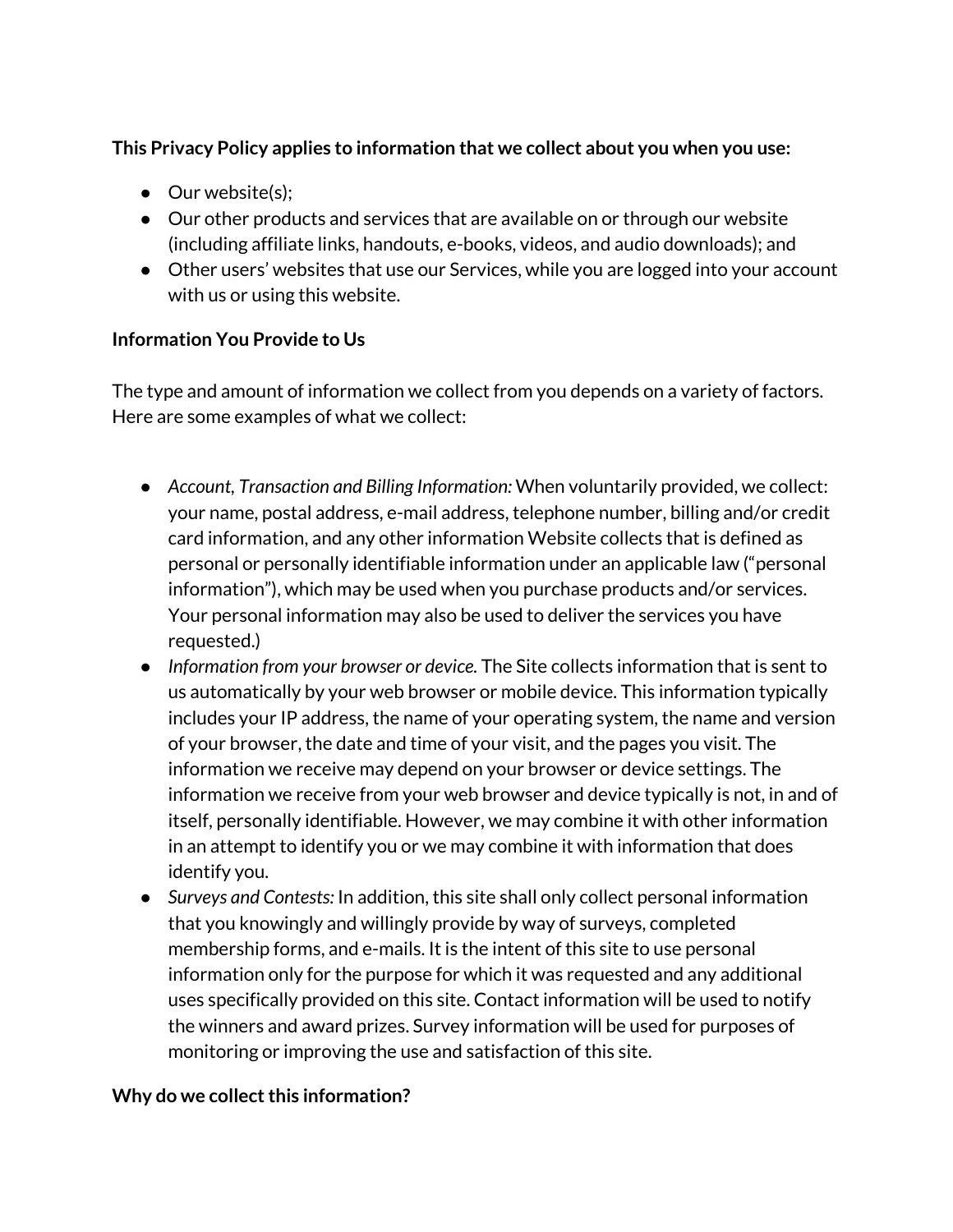**This Privacy Policy applies to information that we collect about you when you use:**

- Our website(s);
- Our other products and services that are available on or through our website (including affiliate links, handouts, e-books, videos, and audio downloads); and
- Other users' websites that use our Services, while you are logged into your account with us or using this website.

**Information You Provide to Us**

The type and amount of information we collect from you depends on a variety of factors. Here are some examples of what we collect:

- *Account, Transaction and Billing Information:* When voluntarily provided, we collect: your name, postal address, e-mail address, telephone number, billing and/or credit card information, and any other information Website collects that is defined as personal or personally identifiable information under an applicable law ("personal information"), which may be used when you purchase products and/or services. Your personal information may also be used to deliver the services you have requested.)
- *Information from your browser or device.* The Site collects information that is sent to us automatically by your web browser or mobile device. This information typically includes your IP address, the name of your operating system, the name and version of your browser, the date and time of your visit, and the pages you visit. The information we receive may depend on your browser or device settings. The information we receive from your web browser and device typically is not, in and of itself, personally identifiable. However, we may combine it with other information in an attempt to identify you or we may combine it with information that does identify you.
- *Surveys and Contests:* In addition, this site shall only collect personal information that you knowingly and willingly provide by way of surveys, completed membership forms, and e-mails. It is the intent of this site to use personal information only for the purpose for which it was requested and any additional uses specifically provided on this site. Contact information will be used to notify the winners and award prizes. Survey information will be used for purposes of monitoring or improving the use and satisfaction of this site.

**Why do we collect this information?**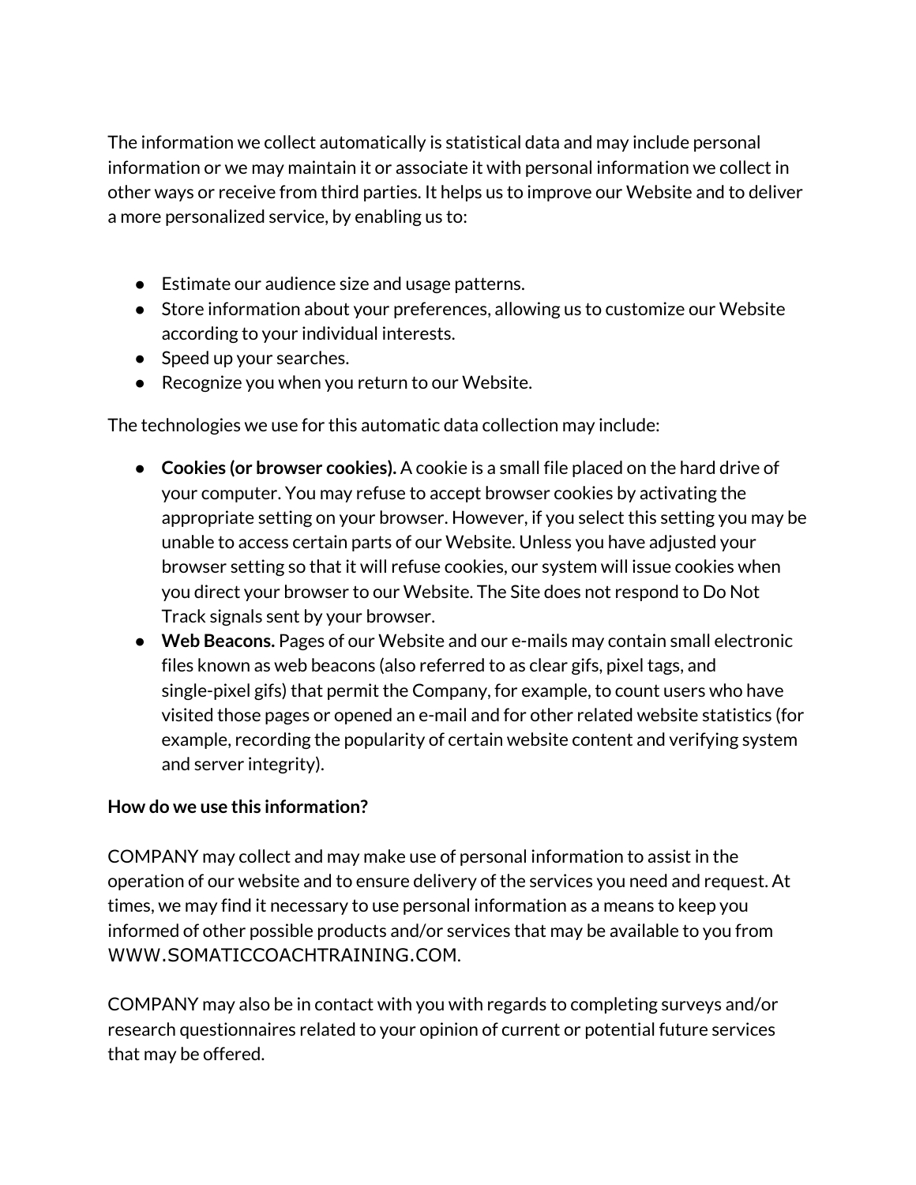The information we collect automatically is statistical data and may include personal information or we may maintain it or associate it with personal information we collect in other ways or receive from third parties. It helps us to improve our Website and to deliver a more personalized service, by enabling us to:

- Estimate our audience size and usage patterns.
- Store information about your preferences, allowing us to customize our Website according to your individual interests.
- Speed up your searches.
- Recognize you when you return to our Website.

The technologies we use for this automatic data collection may include:

- **Cookies (or browser cookies).** A cookie is a small file placed on the hard drive of your computer. You may refuse to accept browser cookies by activating the appropriate setting on your browser. However, if you select this setting you may be unable to access certain parts of our Website. Unless you have adjusted your browser setting so that it will refuse cookies, our system will issue cookies when you direct your browser to our Website. The Site does not respond to Do Not Track signals sent by your browser.
- **Web Beacons.** Pages of our Website and our e-mails may contain small electronic files known as web beacons (also referred to as clear gifs, pixel tags, and single-pixel gifs) that permit the Company, for example, to count users who have visited those pages or opened an e-mail and for other related website statistics (for example, recording the popularity of certain website content and verifying system and server integrity).

**How do we use this information?**

COMPANY may collect and may make use of personal information to assist in the operation of our website and to ensure delivery of the services you need and request. At times, we may find it necessary to use personal information as a means to keep you informed of other possible products and/or services that may be available to you from WWW.SOMATICCOACHTRAINING.COM.

COMPANY may also be in contact with you with regards to completing surveys and/or research questionnaires related to your opinion of current or potential future services that may be offered.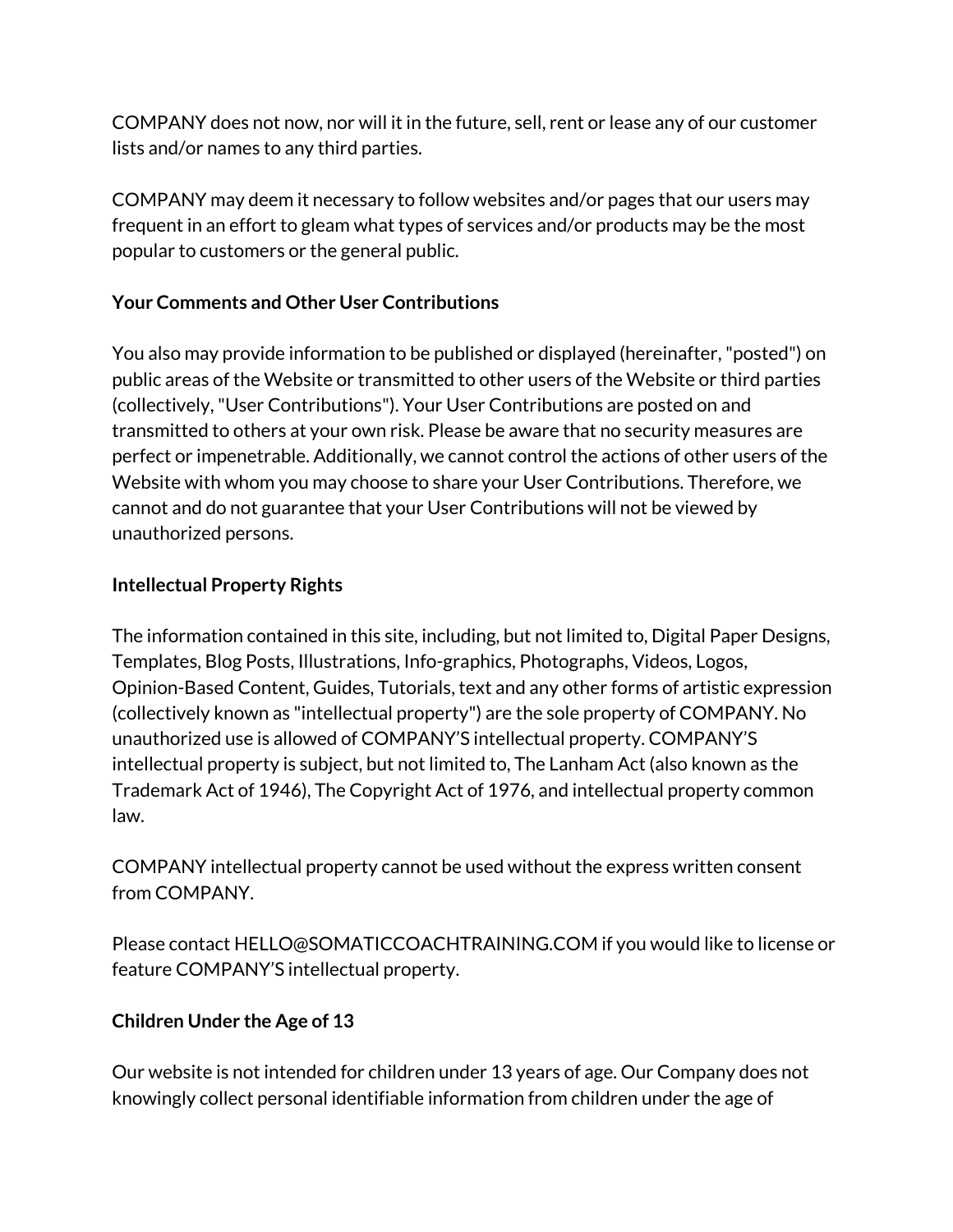COMPANY does not now, nor will it in the future, sell, rent or lease any of our customer lists and/or names to any third parties.

COMPANY may deem it necessary to follow websites and/or pages that our users may frequent in an effort to gleam what types of services and/or products may be the most popular to customers or the general public.

**Your Comments and Other User Contributions**

You also may provide information to be published or displayed (hereinafter, "posted") on public areas of the Website or transmitted to other users of the Website or third parties (collectively, "User Contributions"). Your User Contributions are posted on and transmitted to others at your own risk. Please be aware that no security measures are perfect or impenetrable. Additionally, we cannot control the actions of other users of the Website with whom you may choose to share your User Contributions. Therefore, we cannot and do not guarantee that your User Contributions will not be viewed by unauthorized persons.

**Intellectual Property Rights**

The information contained in this site, including, but not limited to, Digital Paper Designs, Templates, Blog Posts, Illustrations, Info-graphics, Photographs, Videos, Logos, Opinion-Based Content, Guides, Tutorials, text and any other forms of artistic expression (collectively known as "intellectual property") are the sole property of COMPANY. No unauthorized use is allowed of COMPANY'S intellectual property. COMPANY'S intellectual property is subject, but not limited to, The Lanham Act (also known as the Trademark Act of 1946), The Copyright Act of 1976, and intellectual property common law.

COMPANY intellectual property cannot be used without the express written consent from COMPANY.

Please contact HELLO@SOMATICCOACHTRAINING.COM if you would like to license or feature COMPANY'S intellectual property.

**Children Under the Age of 13**

Our website is not intended for children under 13 years of age. Our Company does not knowingly collect personal identifiable information from children under the age of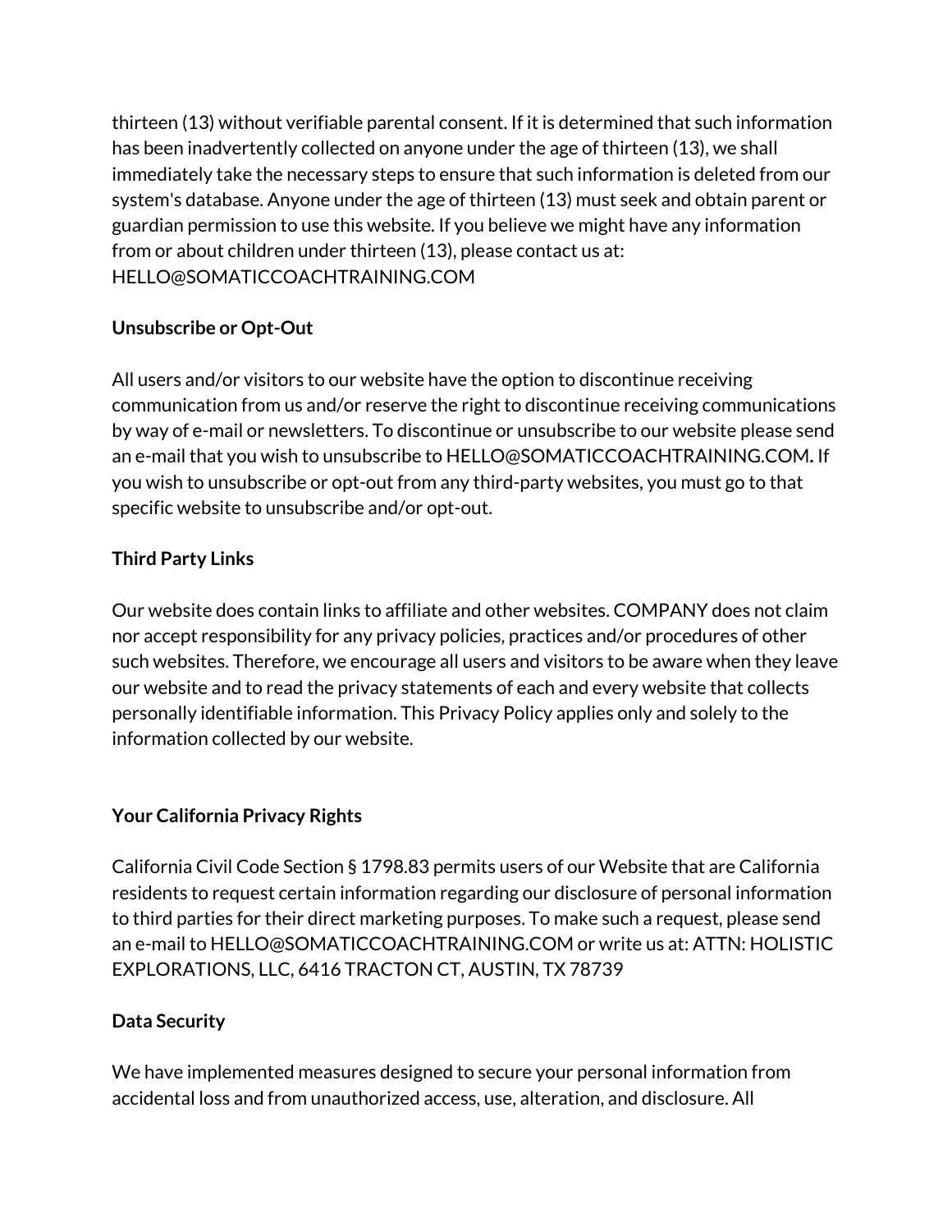thirteen (13) without verifiable parental consent. If it is determined that such information has been inadvertently collected on anyone under the age of thirteen (13), we shall immediately take the necessary steps to ensure that such information is deleted from our system's database. Anyone under the age of thirteen (13) must seek and obtain parent or guardian permission to use this website. If you believe we might have any information from or about children under thirteen (13), please contact us at: HELLO@SOMATICCOACHTRAINING.COM

**Unsubscribe or Opt-Out**

All users and/or visitors to our website have the option to discontinue receiving communication from us and/or reserve the right to discontinue receiving communications by way of e-mail or newsletters. To discontinue or unsubscribe to our website please send an e-mail that you wish to unsubscribe to HELLO@SOMATICCOACHTRAINING.COM. If you wish to unsubscribe or opt-out from any third-party websites, you must go to that specific website to unsubscribe and/or opt-out.

**Third Party Links**

Our website does contain links to affiliate and other websites. COMPANY does not claim nor accept responsibility for any privacy policies, practices and/or procedures of other such websites. Therefore, we encourage all users and visitors to be aware when they leave our website and to read the privacy statements of each and every website that collects personally identifiable information. This Privacy Policy applies only and solely to the information collected by our website.

**Your California Privacy Rights**

California Civil Code Section § 1798.83 permits users of our Website that are California residents to request certain information regarding our disclosure of personal information to third parties for their direct marketing purposes. To make such a request, please send an e-mail to HELLO@SOMATICCOACHTRAINING.COM or write us at: ATTN: HOLISTIC EXPLORATIONS, LLC, 6416 TRACTON CT, AUSTIN, TX 78739

**Data Security**

We have implemented measures designed to secure your personal information from accidental loss and from unauthorized access, use, alteration, and disclosure. All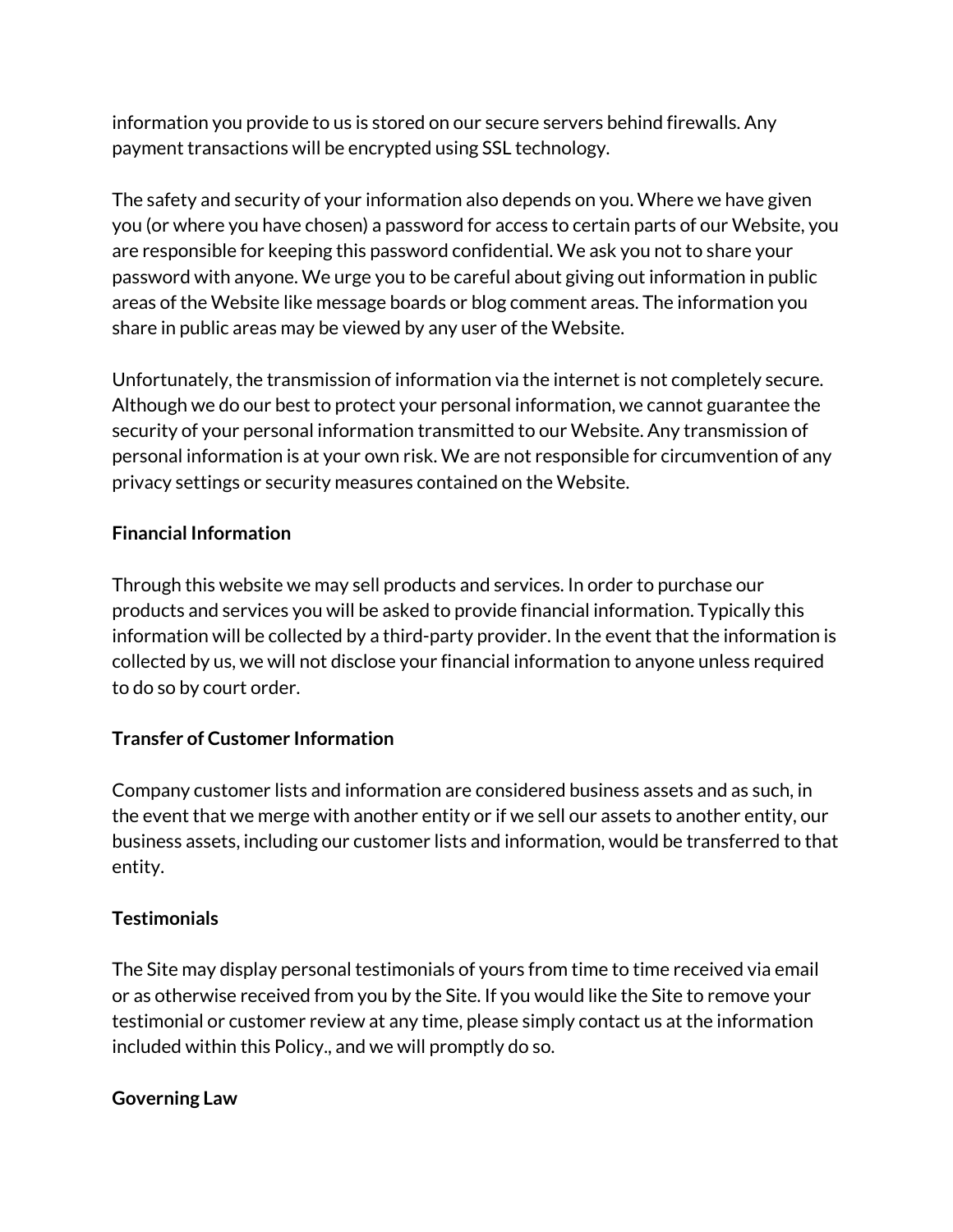information you provide to us is stored on our secure servers behind firewalls. Any payment transactions will be encrypted using SSL technology.

The safety and security of your information also depends on you. Where we have given you (or where you have chosen) a password for access to certain parts of our Website, you are responsible for keeping this password confidential. We ask you not to share your password with anyone. We urge you to be careful about giving out information in public areas of the Website like message boards or blog comment areas. The information you share in public areas may be viewed by any user of the Website.

Unfortunately, the transmission of information via the internet is not completely secure. Although we do our best to protect your personal information, we cannot guarantee the security of your personal information transmitted to our Website. Any transmission of personal information is at your own risk. We are not responsible for circumvention of any privacy settings or security measures contained on the Website.

**Financial Information**

Through this website we may sell products and services. In order to purchase our products and services you will be asked to provide financial information. Typically this information will be collected by a third-party provider. In the event that the information is collected by us, we will not disclose your financial information to anyone unless required to do so by court order.

**Transfer of Customer Information**

Company customer lists and information are considered business assets and as such, in the event that we merge with another entity or if we sell our assets to another entity, our business assets, including our customer lists and information, would be transferred to that entity.

**Testimonials**

The Site may display personal testimonials of yours from time to time received via email or as otherwise received from you by the Site. If you would like the Site to remove your testimonial or customer review at any time, please simply contact us at the information included within this Policy., and we will promptly do so.

**Governing Law**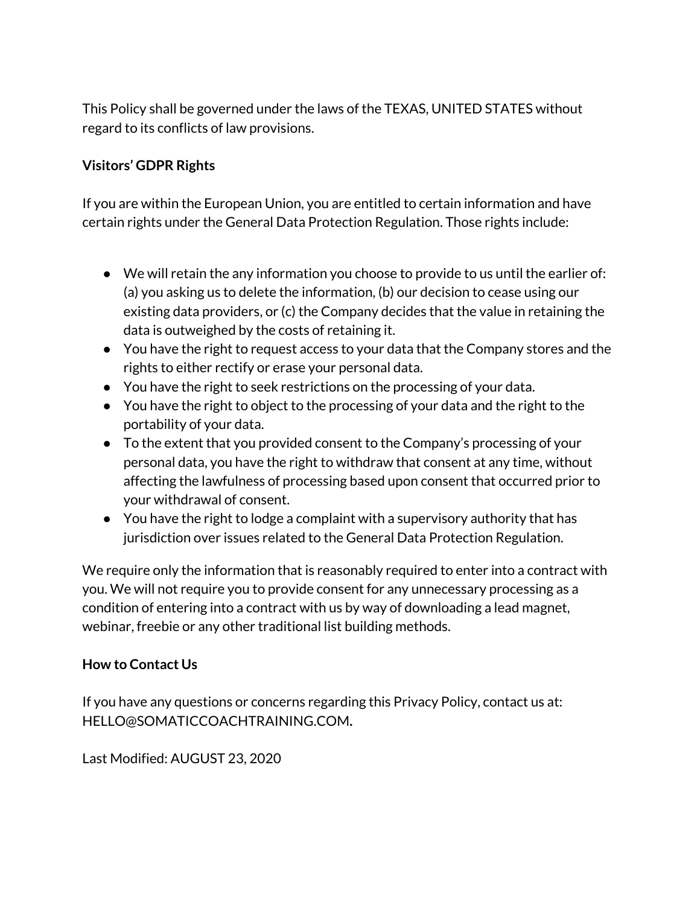This Policy shall be governed under the laws of the TEXAS, UNITED STATES without regard to its conflicts of law provisions.

**Visitors' GDPR Rights**

If you are within the European Union, you are entitled to certain information and have certain rights under the General Data Protection Regulation. Those rights include:

- We will retain the any information you choose to provide to us until the earlier of: (a) you asking us to delete the information, (b) our decision to cease using our existing data providers, or (c) the Company decides that the value in retaining the data is outweighed by the costs of retaining it.
- You have the right to request access to your data that the Company stores and the rights to either rectify or erase your personal data.
- You have the right to seek restrictions on the processing of your data.
- You have the right to object to the processing of your data and the right to the portability of your data.
- To the extent that you provided consent to the Company's processing of your personal data, you have the right to withdraw that consent at any time, without affecting the lawfulness of processing based upon consent that occurred prior to your withdrawal of consent.
- You have the right to lodge a complaint with a supervisory authority that has jurisdiction over issues related to the General Data Protection Regulation.

We require only the information that is reasonably required to enter into a contract with you. We will not require you to provide consent for any unnecessary processing as a condition of entering into a contract with us by way of downloading a lead magnet, webinar, freebie or any other traditional list building methods.

**How to Contact Us**

If you have any questions or concerns regarding this Privacy Policy, contact us at: HELLO@SOMATICCOACHTRAINING.COM.

Last Modified: AUGUST 23, 2020